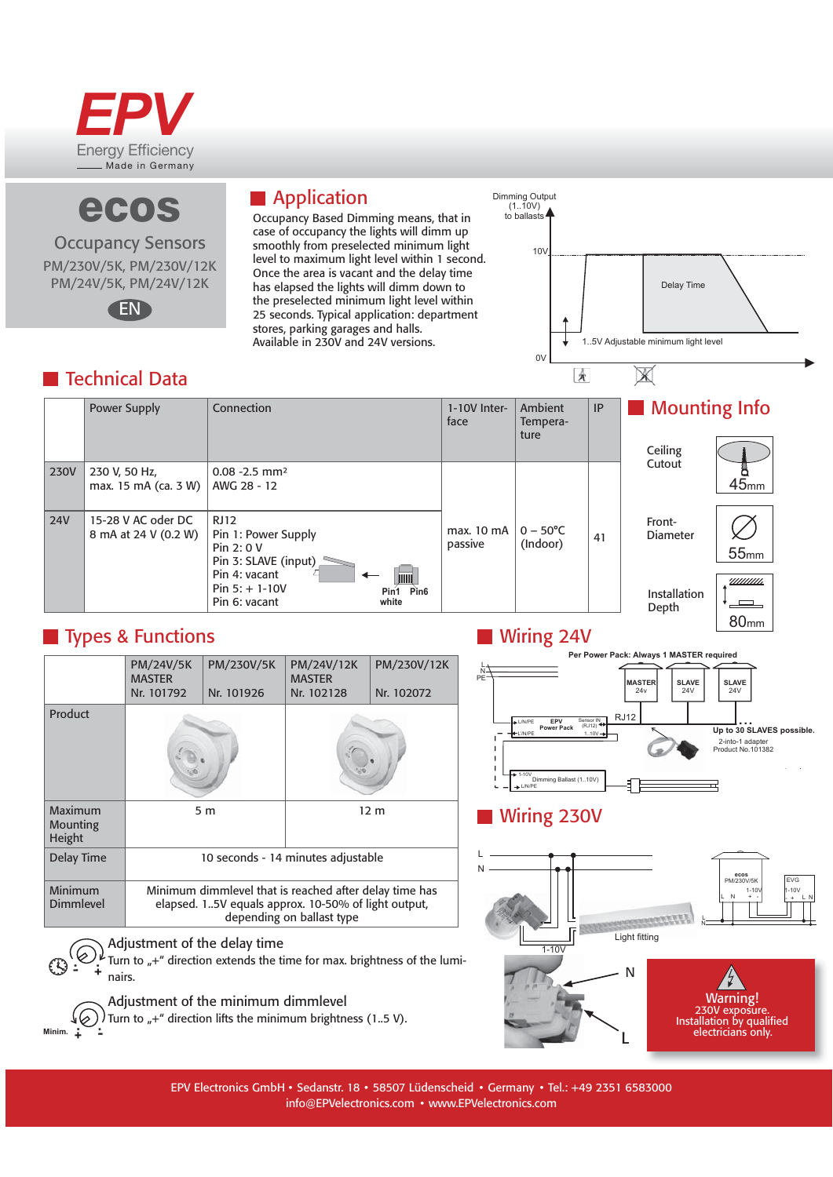# EPV

Energy Efficiency

Made in Germany

# ecos

## Occupancy Sensors

PM/230V/5K, PM/230V/12K
PM/24V/5K, PM/24V/12K

EN

## Application

Occupancy Based Dimming means, that in case of occupancy the lights will dimm up smoothly from preselected minimum light level to maximum light level within 1 second. Once the area is vacant and the delay time has elapsed the lights will dimm down to the preselected minimum light level within 25 seconds. Typical application: department stores, parking garages and halls.
Available in 230V and 24V versions.

Dimming Output (1..10V) to ballasts

10V

Delay Time

1..5V Adjustable minimum light level

0V

## Technical Data

| | Power Supply | Connection | 1-10V Interface | Ambient Temperature | IP |
|---|---|---|---|---|---|
| 230V | 230 V, 50 Hz, max. 15 mA (ca. 3 W) | 0.08 -2.5 mm² AWG 28 - 12 | max. 10 mA passive | 0 – 50°C (Indoor) | 41 |
| 24V | 15-28 V AC oder DC 8 mA at 24 V (0.2 W) | RJ12 Pin 1: Power Supply Pin 2: 0 V Pin 3: SLAVE (input) Pin 4: vacant Pin 5: + 1-10V Pin 6: vacant (Pin1 Pin6 white) | | | |

## Mounting Info

| | |
|---|---|
| Ceiling Cutout | 45mm |
| Front-Diameter | 55mm |
| Installation Depth | 80mm |

## Types & Functions

| | PM/24V/5K MASTER Nr. 101792 | PM/230V/5K Nr. 101926 | PM/24V/12K MASTER Nr. 102128 | PM/230V/12K Nr. 102072 |
|---|---|---|---|---|
| Product | | | | |
| Maximum Mounting Height | 5 m | | 12 m | |
| Delay Time | 10 seconds - 14 minutes adjustable | | | |
| Minimum Dimmlevel | Minimum dimmlevel that is reached after delay time has elapsed. 1..5V equals approx. 10-50% of light output, depending on ballast type | | | |

**Adjustment of the delay time**
Turn to „+" direction extends the time for max. brightness of the luminairs.

**Adjustment of the minimum dimmlevel**
Turn to „+" direction lifts the minimum brightness (1..5 V).

## Wiring 24V

Per Power Pack: Always 1 MASTER required

MASTER 24v — SLAVE 24V — SLAVE 24V

RJ12

EPV Power Pack

Up to 30 SLAVES possible.

2-into-1 adapter Product No.101382

Dimming Ballast (1..10V)

## Wiring 230V

L, N

ecos PM/230V/5K — EVG

Light fitting

1-10V

N

L

**Warning!**
230V exposure.
Installation by qualified electricians only.

EPV Electronics GmbH • Sedanstr. 18 • 58507 Lüdenscheid • Germany • Tel.: +49 2351 6583000
info@EPVelectronics.com • www.EPVelectronics.com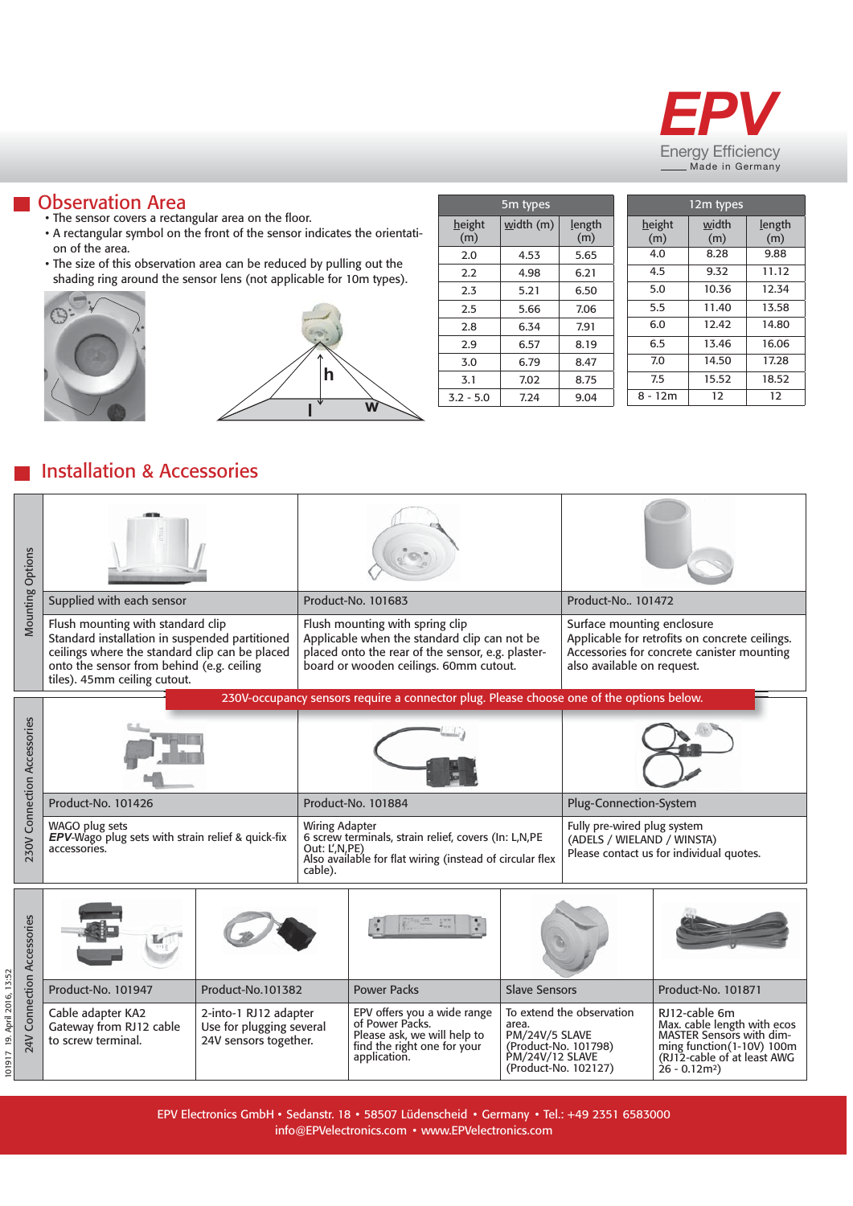EPV
Energy Efficiency
Made in Germany

## Observation Area

- The sensor covers a rectangular area on the floor.
- A rectangular symbol on the front of the sensor indicates the orientation of the area.
- The size of this observation area can be reduced by pulling out the shading ring around the sensor lens (not applicable for 10m types).

h
l
w

| 5m types | | |
|---|---|---|
| height (m) | width (m) | length (m) |
| 2.0 | 4.53 | 5.65 |
| 2.2 | 4.98 | 6.21 |
| 2.3 | 5.21 | 6.50 |
| 2.5 | 5.66 | 7.06 |
| 2.8 | 6.34 | 7.91 |
| 2.9 | 6.57 | 8.19 |
| 3.0 | 6.79 | 8.47 |
| 3.1 | 7.02 | 8.75 |
| 3.2 - 5.0 | 7.24 | 9.04 |

| 12m types | | |
|---|---|---|
| height (m) | width (m) | length (m) |
| 4.0 | 8.28 | 9.88 |
| 4.5 | 9.32 | 11.12 |
| 5.0 | 10.36 | 12.34 |
| 5.5 | 11.40 | 13.58 |
| 6.0 | 12.42 | 14.80 |
| 6.5 | 13.46 | 16.06 |
| 7.0 | 14.50 | 17.28 |
| 7.5 | 15.52 | 18.52 |
| 8 - 12m | 12 | 12 |

## Installation & Accessories

### Mounting Options

| Supplied with each sensor | Product-No. 101683 | Product-No.. 101472 |
|---|---|---|
| Flush mounting with standard clip<br>Standard installation in suspended partitioned ceilings where the standard clip can be placed onto the sensor from behind (e.g. ceiling tiles). 45mm ceiling cutout. | Flush mounting with spring clip<br>Applicable when the standard clip can not be placed onto the rear of the sensor, e.g. plasterboard or wooden ceilings. 60mm cutout. | Surface mounting enclosure<br>Applicable for retrofits on concrete ceilings. Accessories for concrete canister mounting also available on request. |

**230V-occupancy sensors require a connector plug. Please choose one of the options below.**

### 230V Connection Accessories

| Product-No. 101426 | Product-No. 101884 | Plug-Connection-System |
|---|---|---|
| WAGO plug sets<br>***EPV***-Wago plug sets with strain relief & quick-fix accessories. | Wiring Adapter<br>6 screw terminals, strain relief, covers (In: L,N,PE Out: L',N,PE)<br>Also available for flat wiring (instead of circular flex cable). | Fully pre-wired plug system<br>(ADELS / WIELAND / WINSTA)<br>Please contact us for individual quotes. |

### 24V Connection Accessories

| Product-No. 101947 | Product-No.101382 | Power Packs | Slave Sensors | Product-No. 101871 |
|---|---|---|---|---|
| Cable adapter KA2<br>Gateway from RJ12 cable to screw terminal. | 2-into-1 RJ12 adapter<br>Use for plugging several 24V sensors together. | EPV offers you a wide range of Power Packs.<br>Please ask, we will help to find the right one for your application. | To extend the observation area.<br>PM/24V/5 SLAVE (Product-No. 101798)<br>PM/24V/12 SLAVE (Product-No. 102127) | RJ12-cable 6m<br>Max. cable length with ecos MASTER Sensors with dimming function(1-10V) 100m (RJ12-cable of at least AWG 26 - 0.12m²) |

101917 19. April 2016, 13:52

EPV Electronics GmbH • Sedanstr. 18 • 58507 Lüdenscheid • Germany • Tel.: +49 2351 6583000
info@EPVelectronics.com • www.EPVelectronics.com